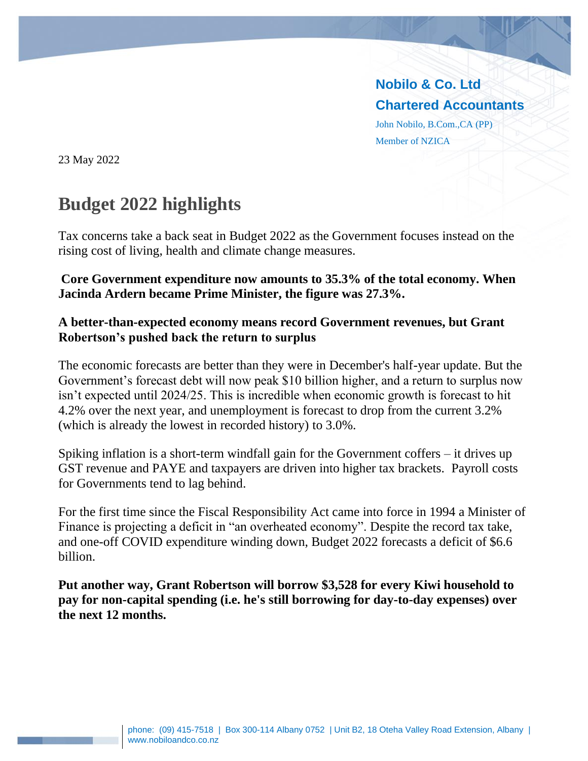**Nobilo & Co. Ltd**

**Chartered Accountants**

John Nobilo, B.Com.,CA (PP)

Member of NZICA

23 May 2022

# Budget 2022 highlights

Tax concerns take a back seat in Budget 2022 as the Government focuses instead on the rising cost of living, health and climate change measures.

**Core Government expenditure now amounts to 35.3% of the total economy. When Jacinda Ardern became Prime Minister, the figure was 27.3%.**

**A better-than-expected economy means record Government revenues, but Grant Robertson's pushed back the return to surplus**

The economic forecasts are better than they were in December's half-year update. But the Government's forecast debt will now peak $10 billion higher, and a return to surplus now isn't expected until 2024/25. This is incredible when economic growth is forecast to hit 4.2% over the next year, and unemployment is forecast to drop from the current 3.2% (which is already the lowest in recorded history) to 3.0%.

Spiking inflation is a short-term windfall gain for the Government coffers – it drives up GST revenue and PAYE and taxpayers are driven into higher tax brackets. Payroll costs for Governments tend to lag behind.

For the first time since the Fiscal Responsibility Act came into force in 1994 a Minister of Finance is projecting a deficit in "an overheated economy". Despite the record tax take, and one-off COVID expenditure winding down, Budget 2022 forecasts a deficit of $6.6 billion.

**Put another way, Grant Robertson will borrow $3,528 for every Kiwi household to pay for non-capital spending (i.e. he's still borrowing for day-to-day expenses) over the next 12 months.**

phone: (09) 415-7518 | Box 300-114 Albany 0752 | Unit B2, 18 Oteha Valley Road Extension, Albany | www.nobiloandco.co.nz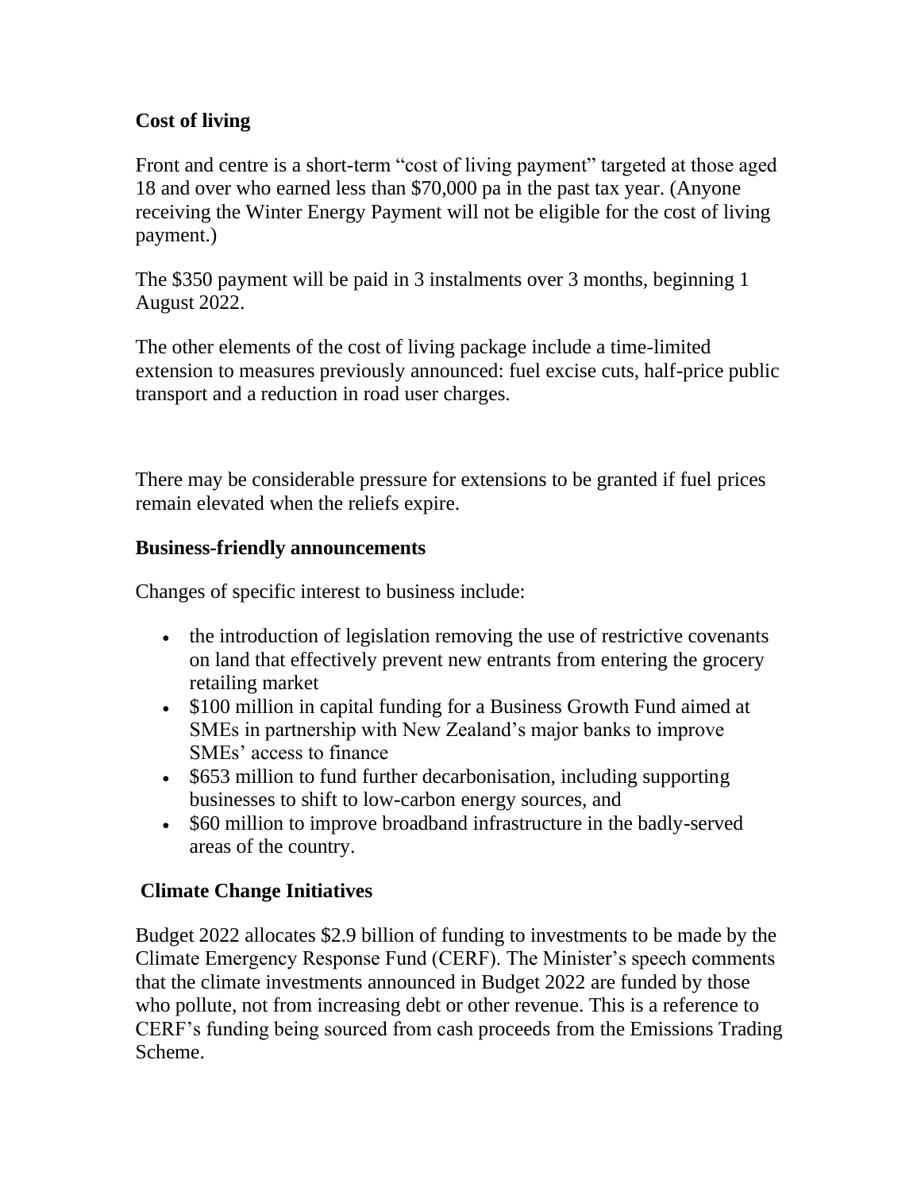### Cost of living

Front and centre is a short-term "cost of living payment" targeted at those aged 18 and over who earned less than $70,000 pa in the past tax year. (Anyone receiving the Winter Energy Payment will not be eligible for the cost of living payment.)

The $350 payment will be paid in 3 instalments over 3 months, beginning 1 August 2022.

The other elements of the cost of living package include a time-limited extension to measures previously announced: fuel excise cuts, half-price public transport and a reduction in road user charges.

There may be considerable pressure for extensions to be granted if fuel prices remain elevated when the reliefs expire.

### Business-friendly announcements

Changes of specific interest to business include:

- the introduction of legislation removing the use of restrictive covenants on land that effectively prevent new entrants from entering the grocery retailing market
- $100 million in capital funding for a Business Growth Fund aimed at SMEs in partnership with New Zealand's major banks to improve SMEs' access to finance
- $653 million to fund further decarbonisation, including supporting businesses to shift to low-carbon energy sources, and
- $60 million to improve broadband infrastructure in the badly-served areas of the country.

### Climate Change Initiatives

Budget 2022 allocates $2.9 billion of funding to investments to be made by the Climate Emergency Response Fund (CERF). The Minister's speech comments that the climate investments announced in Budget 2022 are funded by those who pollute, not from increasing debt or other revenue. This is a reference to CERF's funding being sourced from cash proceeds from the Emissions Trading Scheme.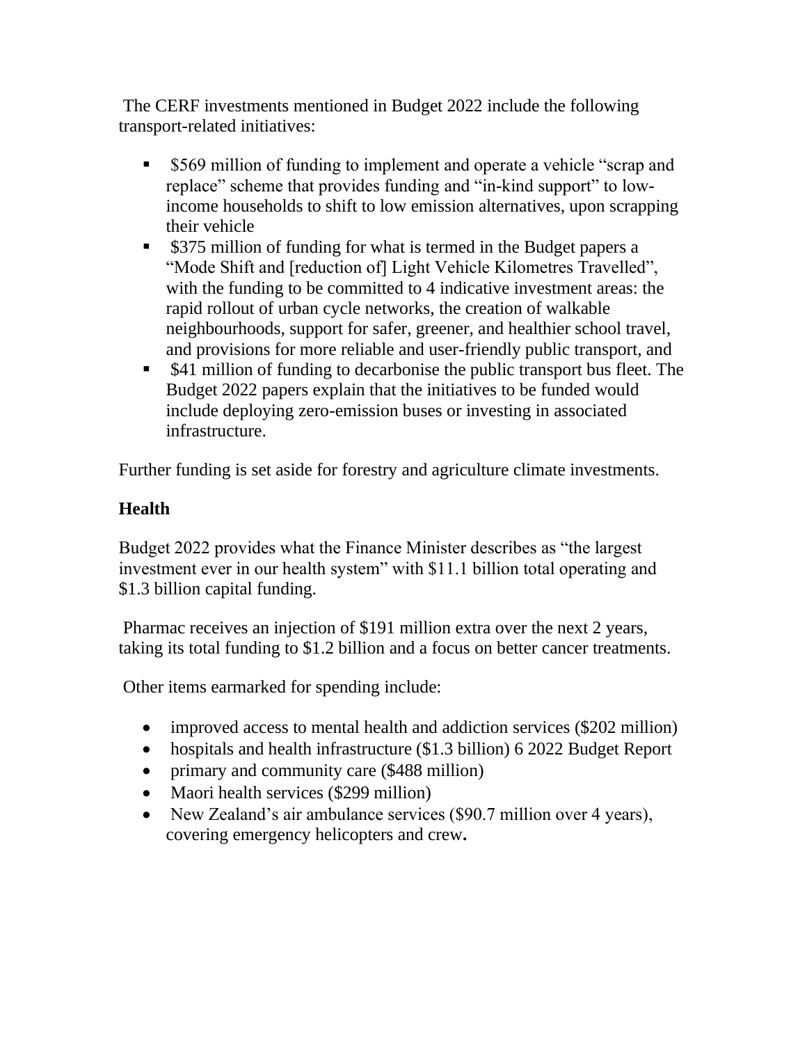The CERF investments mentioned in Budget 2022 include the following transport-related initiatives:

- $569 million of funding to implement and operate a vehicle “scrap and replace” scheme that provides funding and “in-kind support” to low-income households to shift to low emission alternatives, upon scrapping their vehicle
- $375 million of funding for what is termed in the Budget papers a “Mode Shift and [reduction of] Light Vehicle Kilometres Travelled”, with the funding to be committed to 4 indicative investment areas: the rapid rollout of urban cycle networks, the creation of walkable neighbourhoods, support for safer, greener, and healthier school travel, and provisions for more reliable and user-friendly public transport, and
- $41 million of funding to decarbonise the public transport bus fleet. The Budget 2022 papers explain that the initiatives to be funded would include deploying zero-emission buses or investing in associated infrastructure.

Further funding is set aside for forestry and agriculture climate investments.

## Health

Budget 2022 provides what the Finance Minister describes as “the largest investment ever in our health system” with $11.1 billion total operating and $1.3 billion capital funding.

Pharmac receives an injection of $191 million extra over the next 2 years, taking its total funding to $1.2 billion and a focus on better cancer treatments.

Other items earmarked for spending include:

- improved access to mental health and addiction services ($202 million)
- hospitals and health infrastructure ($1.3 billion) 6 2022 Budget Report
- primary and community care ($488 million)
- Maori health services ($299 million)
- New Zealand’s air ambulance services ($90.7 million over 4 years), covering emergency helicopters and crew.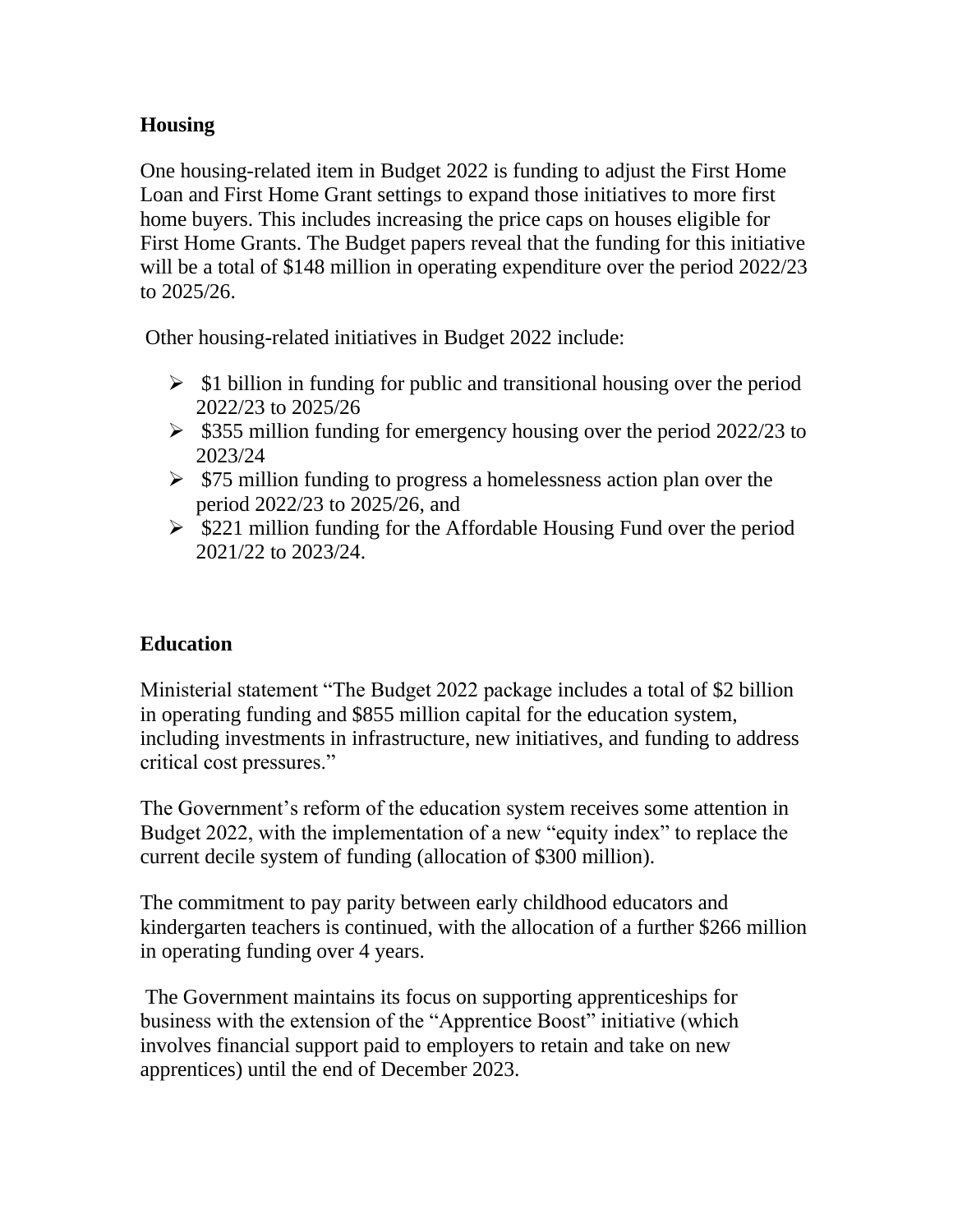## Housing

One housing-related item in Budget 2022 is funding to adjust the First Home Loan and First Home Grant settings to expand those initiatives to more first home buyers. This includes increasing the price caps on houses eligible for First Home Grants. The Budget papers reveal that the funding for this initiative will be a total of $148 million in operating expenditure over the period 2022/23 to 2025/26.

Other housing-related initiatives in Budget 2022 include:

- $1 billion in funding for public and transitional housing over the period 2022/23 to 2025/26
- $355 million funding for emergency housing over the period 2022/23 to 2023/24
- $75 million funding to progress a homelessness action plan over the period 2022/23 to 2025/26, and
- $221 million funding for the Affordable Housing Fund over the period 2021/22 to 2023/24.

## Education

Ministerial statement "The Budget 2022 package includes a total of $2 billion in operating funding and $855 million capital for the education system, including investments in infrastructure, new initiatives, and funding to address critical cost pressures."

The Government's reform of the education system receives some attention in Budget 2022, with the implementation of a new "equity index" to replace the current decile system of funding (allocation of $300 million).

The commitment to pay parity between early childhood educators and kindergarten teachers is continued, with the allocation of a further $266 million in operating funding over 4 years.

The Government maintains its focus on supporting apprenticeships for business with the extension of the "Apprentice Boost" initiative (which involves financial support paid to employers to retain and take on new apprentices) until the end of December 2023.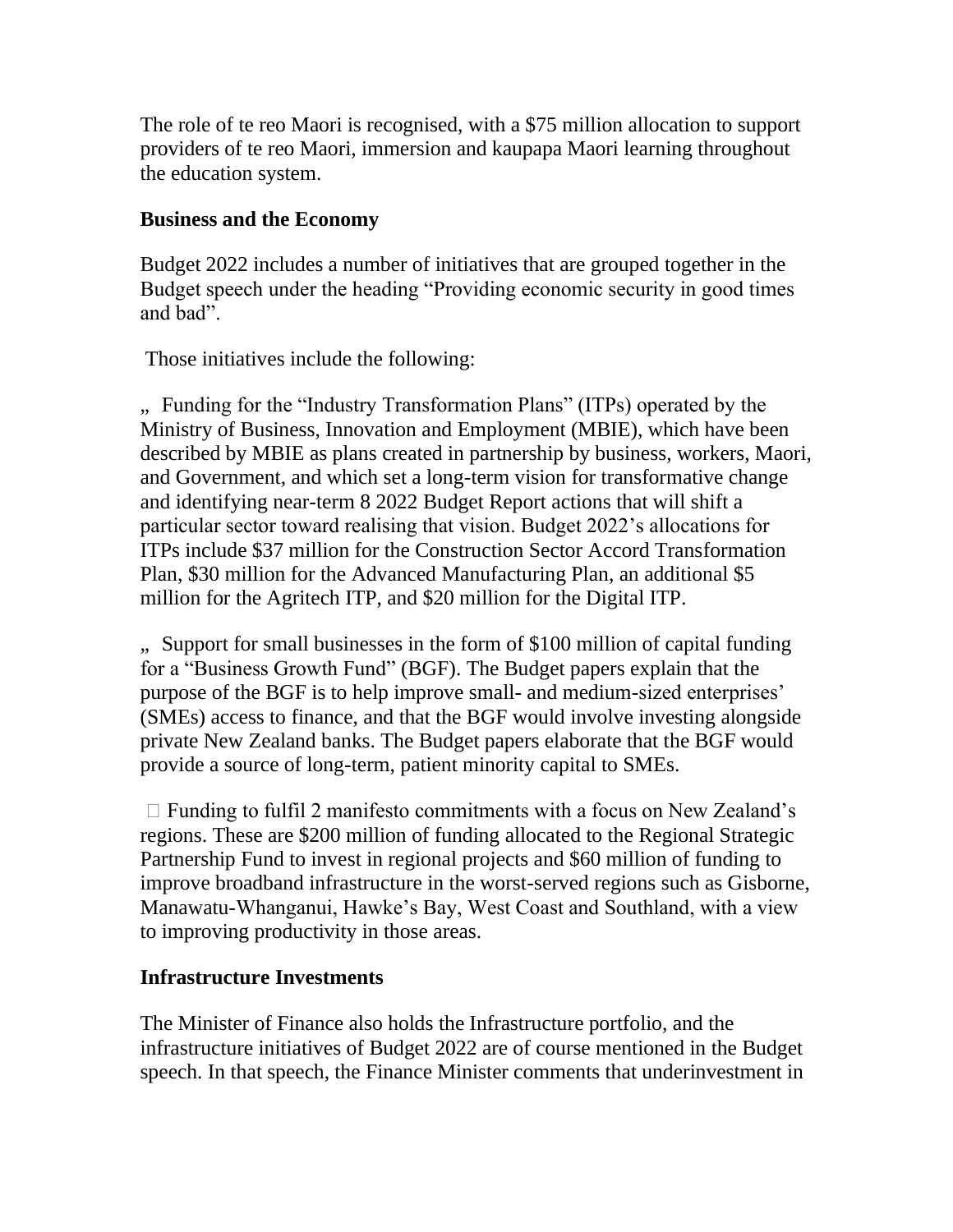The role of te reo Maori is recognised, with a $75 million allocation to support providers of te reo Maori, immersion and kaupapa Maori learning throughout the education system.

**Business and the Economy**

Budget 2022 includes a number of initiatives that are grouped together in the Budget speech under the heading "Providing economic security in good times and bad".

Those initiatives include the following:

- Funding for the "Industry Transformation Plans" (ITPs) operated by the Ministry of Business, Innovation and Employment (MBIE), which have been described by MBIE as plans created in partnership by business, workers, Maori, and Government, and which set a long-term vision for transformative change and identifying near-term 8 2022 Budget Report actions that will shift a particular sector toward realising that vision. Budget 2022's allocations for ITPs include $37 million for the Construction Sector Accord Transformation Plan, $30 million for the Advanced Manufacturing Plan, an additional $5 million for the Agritech ITP, and $20 million for the Digital ITP.

- Support for small businesses in the form of $100 million of capital funding for a "Business Growth Fund" (BGF). The Budget papers explain that the purpose of the BGF is to help improve small- and medium-sized enterprises' (SMEs) access to finance, and that the BGF would involve investing alongside private New Zealand banks. The Budget papers elaborate that the BGF would provide a source of long-term, patient minority capital to SMEs.

- Funding to fulfil 2 manifesto commitments with a focus on New Zealand's regions. These are $200 million of funding allocated to the Regional Strategic Partnership Fund to invest in regional projects and $60 million of funding to improve broadband infrastructure in the worst-served regions such as Gisborne, Manawatu-Whanganui, Hawke's Bay, West Coast and Southland, with a view to improving productivity in those areas.

**Infrastructure Investments**

The Minister of Finance also holds the Infrastructure portfolio, and the infrastructure initiatives of Budget 2022 are of course mentioned in the Budget speech. In that speech, the Finance Minister comments that underinvestment in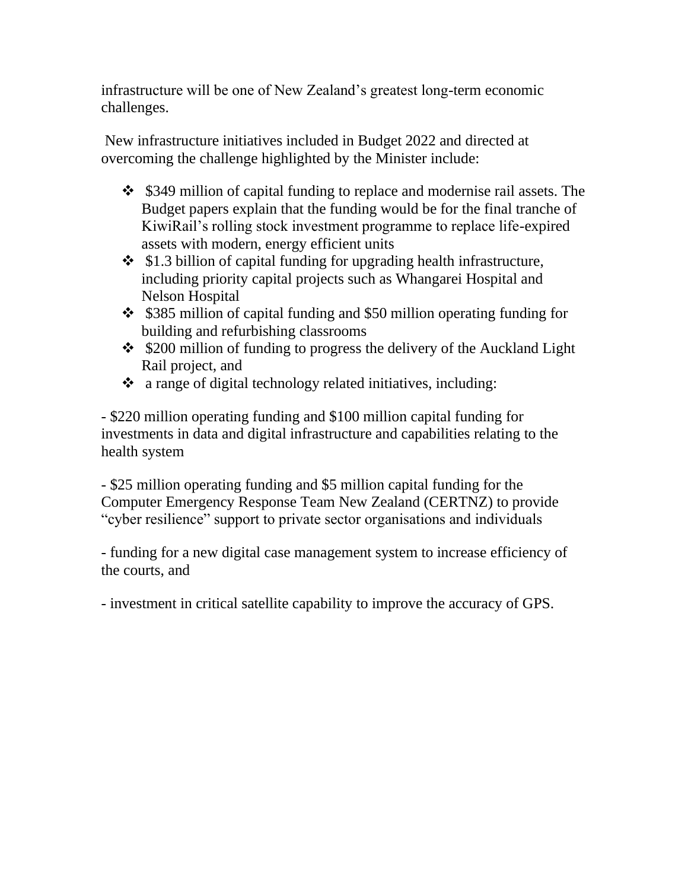infrastructure will be one of New Zealand's greatest long-term economic challenges.

New infrastructure initiatives included in Budget 2022 and directed at overcoming the challenge highlighted by the Minister include:

- $349 million of capital funding to replace and modernise rail assets. The Budget papers explain that the funding would be for the final tranche of KiwiRail's rolling stock investment programme to replace life-expired assets with modern, energy efficient units
- $1.3 billion of capital funding for upgrading health infrastructure, including priority capital projects such as Whangarei Hospital and Nelson Hospital
- $385 million of capital funding and $50 million operating funding for building and refurbishing classrooms
- $200 million of funding to progress the delivery of the Auckland Light Rail project, and
- a range of digital technology related initiatives, including:

- $220 million operating funding and $100 million capital funding for investments in data and digital infrastructure and capabilities relating to the health system

- $25 million operating funding and $5 million capital funding for the Computer Emergency Response Team New Zealand (CERTNZ) to provide "cyber resilience" support to private sector organisations and individuals

- funding for a new digital case management system to increase efficiency of the courts, and

- investment in critical satellite capability to improve the accuracy of GPS.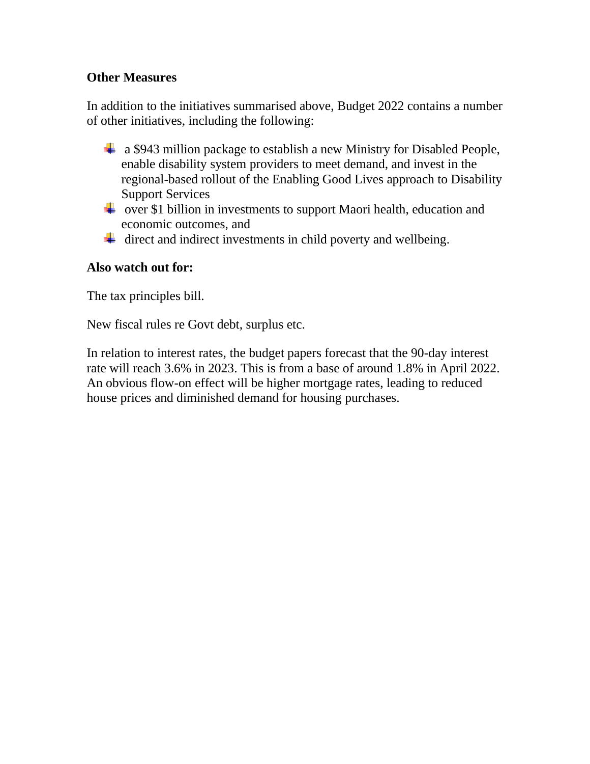**Other Measures**

In addition to the initiatives summarised above, Budget 2022 contains a number of other initiatives, including the following:

- a $943 million package to establish a new Ministry for Disabled People, enable disability system providers to meet demand, and invest in the regional-based rollout of the Enabling Good Lives approach to Disability Support Services
- over $1 billion in investments to support Maori health, education and economic outcomes, and
- direct and indirect investments in child poverty and wellbeing.

**Also watch out for:**

The tax principles bill.

New fiscal rules re Govt debt, surplus etc.

In relation to interest rates, the budget papers forecast that the 90-day interest rate will reach 3.6% in 2023. This is from a base of around 1.8% in April 2022. An obvious flow-on effect will be higher mortgage rates, leading to reduced house prices and diminished demand for housing purchases.